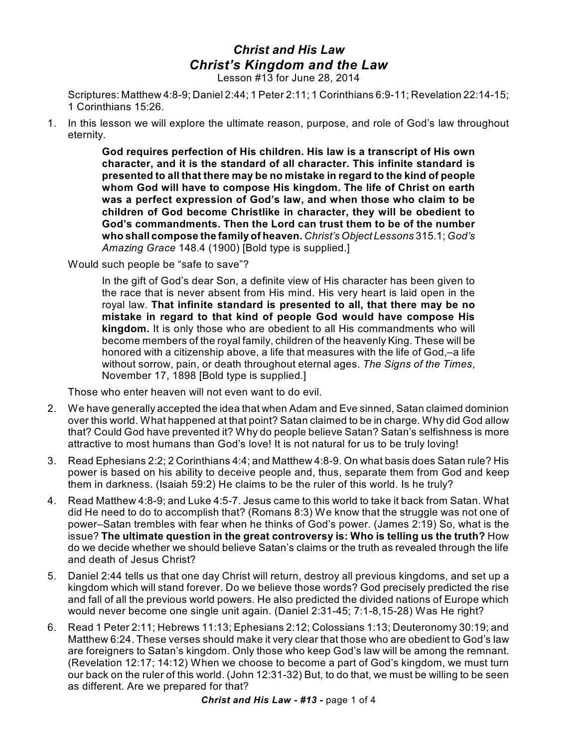# *Christ and His Law*

## *Christ's Kingdom and the Law*

Lesson #13 for June 28, 2014

Scriptures: Matthew 4:8-9; Daniel 2:44; 1 Peter 2:11; 1 Corinthians 6:9-11; Revelation 22:14-15; 1 Corinthians 15:26.

1. In this lesson we will explore the ultimate reason, purpose, and role of God's law throughout eternity.

   > **God requires perfection of His children. His law is a transcript of His own character, and it is the standard of all character. This infinite standard is presented to all that there may be no mistake in regard to the kind of people whom God will have to compose His kingdom. The life of Christ on earth was a perfect expression of God's law, and when those who claim to be children of God become Christlike in character, they will be obedient to God's commandments. Then the Lord can trust them to be of the number who shall compose the family of heaven.** *Christ's Object Lessons* 315.1; *God's Amazing Grace* 148.4 (1900) [Bold type is supplied.]

   Would such people be "safe to save"?

   > In the gift of God's dear Son, a definite view of His character has been given to the race that is never absent from His mind. His very heart is laid open in the royal law. **That infinite standard is presented to all, that there may be no mistake in regard to that kind of people God would have compose His kingdom.** It is only those who are obedient to all His commandments who will become members of the royal family, children of the heavenly King. These will be honored with a citizenship above, a life that measures with the life of God,–a life without sorrow, pain, or death throughout eternal ages. *The Signs of the Times*, November 17, 1898 [Bold type is supplied.]

   Those who enter heaven will not even want to do evil.

2. We have generally accepted the idea that when Adam and Eve sinned, Satan claimed dominion over this world. What happened at that point? Satan claimed to be in charge. Why did God allow that? Could God have prevented it? Why do people believe Satan? Satan's selfishness is more attractive to most humans than God's love! It is not natural for us to be truly loving!

3. Read Ephesians 2:2; 2 Corinthians 4:4; and Matthew 4:8-9. On what basis does Satan rule? His power is based on his ability to deceive people and, thus, separate them from God and keep them in darkness. (Isaiah 59:2) He claims to be the ruler of this world. Is he truly?

4. Read Matthew 4:8-9; and Luke 4:5-7. Jesus came to this world to take it back from Satan. What did He need to do to accomplish that? (Romans 8:3) We know that the struggle was not one of power–Satan trembles with fear when he thinks of God's power. (James 2:19) So, what is the issue? **The ultimate question in the great controversy is: Who is telling us the truth?** How do we decide whether we should believe Satan's claims or the truth as revealed through the life and death of Jesus Christ?

5. Daniel 2:44 tells us that one day Christ will return, destroy all previous kingdoms, and set up a kingdom which will stand forever. Do we believe those words? God precisely predicted the rise and fall of all the previous world powers. He also predicted the divided nations of Europe which would never become one single unit again. (Daniel 2:31-45; 7:1-8,15-28) Was He right?

6. Read 1 Peter 2:11; Hebrews 11:13; Ephesians 2:12; Colossians 1:13; Deuteronomy 30:19; and Matthew 6:24. These verses should make it very clear that those who are obedient to God's law are foreigners to Satan's kingdom. Only those who keep God's law will be among the remnant. (Revelation 12:17; 14:12) When we choose to become a part of God's kingdom, we must turn our back on the ruler of this world. (John 12:31-32) But, to do that, we must be willing to be seen as different. Are we prepared for that?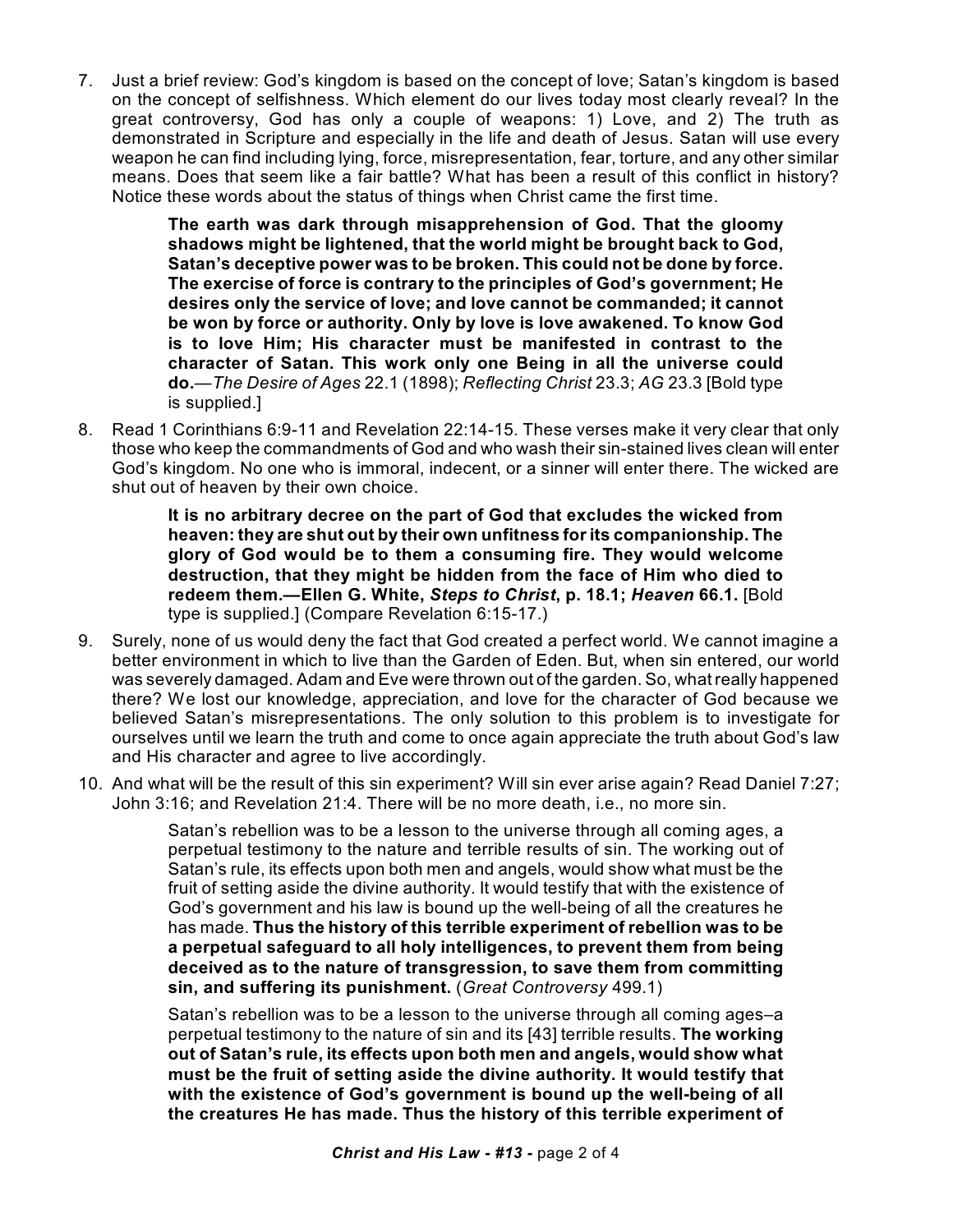7. Just a brief review: God's kingdom is based on the concept of love; Satan's kingdom is based on the concept of selfishness. Which element do our lives today most clearly reveal? In the great controversy, God has only a couple of weapons: 1) Love, and 2) The truth as demonstrated in Scripture and especially in the life and death of Jesus. Satan will use every weapon he can find including lying, force, misrepresentation, fear, torture, and any other similar means. Does that seem like a fair battle? What has been a result of this conflict in history? Notice these words about the status of things when Christ came the first time.

> **The earth was dark through misapprehension of God. That the gloomy shadows might be lightened, that the world might be brought back to God, Satan's deceptive power was to be broken. This could not be done by force. The exercise of force is contrary to the principles of God's government; He desires only the service of love; and love cannot be commanded; it cannot be won by force or authority. Only by love is love awakened. To know God is to love Him; His character must be manifested in contrast to the character of Satan. This work only one Being in all the universe could do.**—*The Desire of Ages* 22.1 (1898); *Reflecting Christ* 23.3; *AG* 23.3 [Bold type is supplied.]

8. Read 1 Corinthians 6:9-11 and Revelation 22:14-15. These verses make it very clear that only those who keep the commandments of God and who wash their sin-stained lives clean will enter God's kingdom. No one who is immoral, indecent, or a sinner will enter there. The wicked are shut out of heaven by their own choice.

> **It is no arbitrary decree on the part of God that excludes the wicked from heaven: they are shut out by their own unfitness for its companionship. The glory of God would be to them a consuming fire. They would welcome destruction, that they might be hidden from the face of Him who died to redeem them.—Ellen G. White, *Steps to Christ*, p. 18.1; *Heaven* 66.1.** [Bold type is supplied.] (Compare Revelation 6:15-17.)

9. Surely, none of us would deny the fact that God created a perfect world. We cannot imagine a better environment in which to live than the Garden of Eden. But, when sin entered, our world was severely damaged. Adam and Eve were thrown out of the garden. So, what really happened there? We lost our knowledge, appreciation, and love for the character of God because we believed Satan's misrepresentations. The only solution to this problem is to investigate for ourselves until we learn the truth and come to once again appreciate the truth about God's law and His character and agree to live accordingly.

10. And what will be the result of this sin experiment? Will sin ever arise again? Read Daniel 7:27; John 3:16; and Revelation 21:4. There will be no more death, i.e., no more sin.

> Satan's rebellion was to be a lesson to the universe through all coming ages, a perpetual testimony to the nature and terrible results of sin. The working out of Satan's rule, its effects upon both men and angels, would show what must be the fruit of setting aside the divine authority. It would testify that with the existence of God's government and his law is bound up the well-being of all the creatures he has made. **Thus the history of this terrible experiment of rebellion was to be a perpetual safeguard to all holy intelligences, to prevent them from being deceived as to the nature of transgression, to save them from committing sin, and suffering its punishment.** (*Great Controversy* 499.1)
>
> Satan's rebellion was to be a lesson to the universe through all coming ages–a perpetual testimony to the nature of sin and its [43] terrible results. **The working out of Satan's rule, its effects upon both men and angels, would show what must be the fruit of setting aside the divine authority. It would testify that with the existence of God's government is bound up the well-being of all the creatures He has made. Thus the history of this terrible experiment of**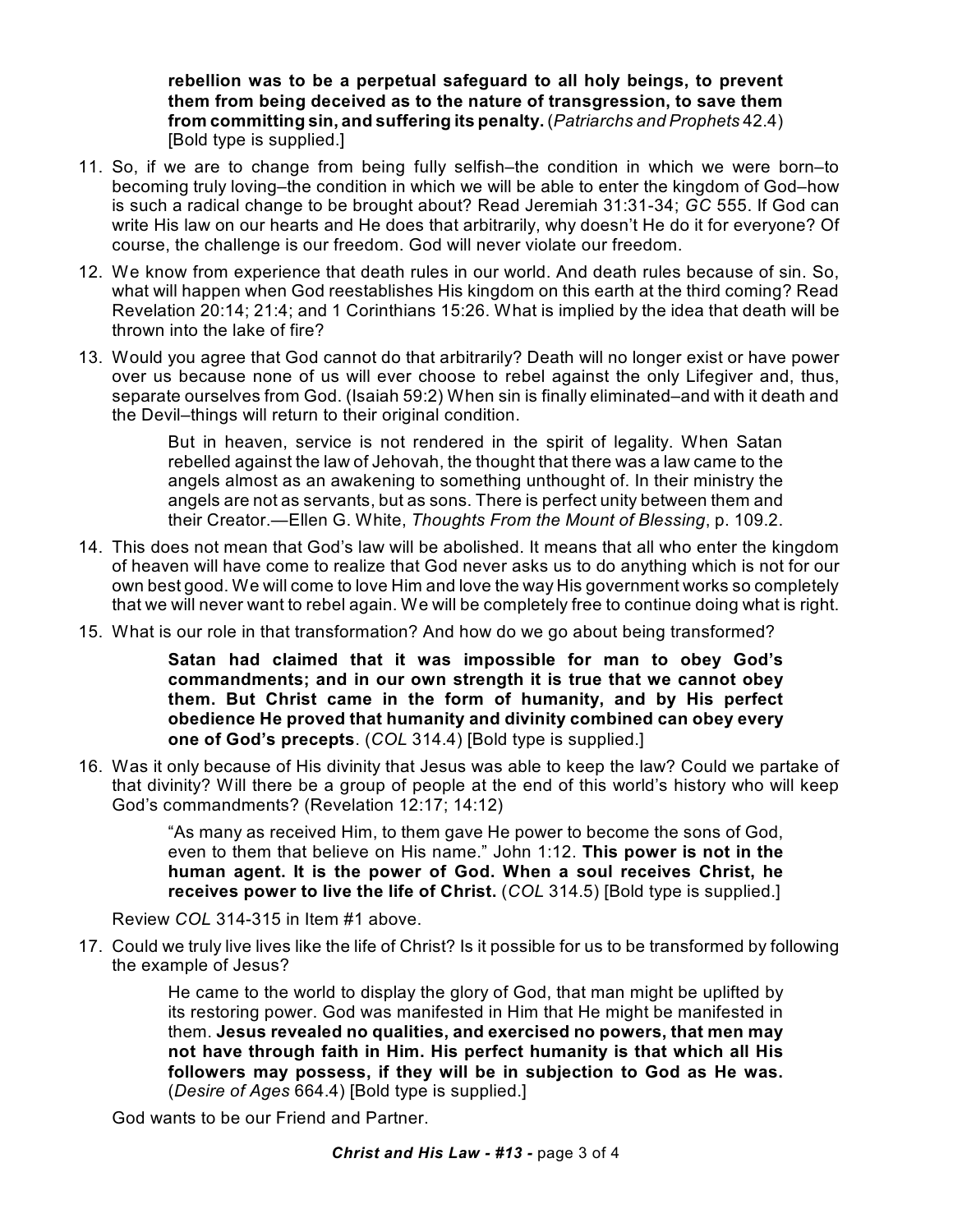**rebellion was to be a perpetual safeguard to all holy beings, to prevent them from being deceived as to the nature of transgression, to save them from committing sin, and suffering its penalty.** (*Patriarchs and Prophets* 42.4) [Bold type is supplied.]

11. So, if we are to change from being fully selfish–the condition in which we were born–to becoming truly loving–the condition in which we will be able to enter the kingdom of God–how is such a radical change to be brought about? Read Jeremiah 31:31-34; *GC* 555. If God can write His law on our hearts and He does that arbitrarily, why doesn't He do it for everyone? Of course, the challenge is our freedom. God will never violate our freedom.

12. We know from experience that death rules in our world. And death rules because of sin. So, what will happen when God reestablishes His kingdom on this earth at the third coming? Read Revelation 20:14; 21:4; and 1 Corinthians 15:26. What is implied by the idea that death will be thrown into the lake of fire?

13. Would you agree that God cannot do that arbitrarily? Death will no longer exist or have power over us because none of us will ever choose to rebel against the only Lifegiver and, thus, separate ourselves from God. (Isaiah 59:2) When sin is finally eliminated–and with it death and the Devil–things will return to their original condition.

> But in heaven, service is not rendered in the spirit of legality. When Satan rebelled against the law of Jehovah, the thought that there was a law came to the angels almost as an awakening to something unthought of. In their ministry the angels are not as servants, but as sons. There is perfect unity between them and their Creator.—Ellen G. White, *Thoughts From the Mount of Blessing*, p. 109.2.

14. This does not mean that God's law will be abolished. It means that all who enter the kingdom of heaven will have come to realize that God never asks us to do anything which is not for our own best good. We will come to love Him and love the way His government works so completely that we will never want to rebel again. We will be completely free to continue doing what is right.

15. What is our role in that transformation? And how do we go about being transformed?

> **Satan had claimed that it was impossible for man to obey God's commandments; and in our own strength it is true that we cannot obey them. But Christ came in the form of humanity, and by His perfect obedience He proved that humanity and divinity combined can obey every one of God's precepts**. (*COL* 314.4) [Bold type is supplied.]

16. Was it only because of His divinity that Jesus was able to keep the law? Could we partake of that divinity? Will there be a group of people at the end of this world's history who will keep God's commandments? (Revelation 12:17; 14:12)

> "As many as received Him, to them gave He power to become the sons of God, even to them that believe on His name." John 1:12. **This power is not in the human agent. It is the power of God. When a soul receives Christ, he receives power to live the life of Christ.** (*COL* 314.5) [Bold type is supplied.]

Review *COL* 314-315 in Item #1 above.

17. Could we truly live lives like the life of Christ? Is it possible for us to be transformed by following the example of Jesus?

> He came to the world to display the glory of God, that man might be uplifted by its restoring power. God was manifested in Him that He might be manifested in them. **Jesus revealed no qualities, and exercised no powers, that men may not have through faith in Him. His perfect humanity is that which all His followers may possess, if they will be in subjection to God as He was.** (*Desire of Ages* 664.4) [Bold type is supplied.]

God wants to be our Friend and Partner.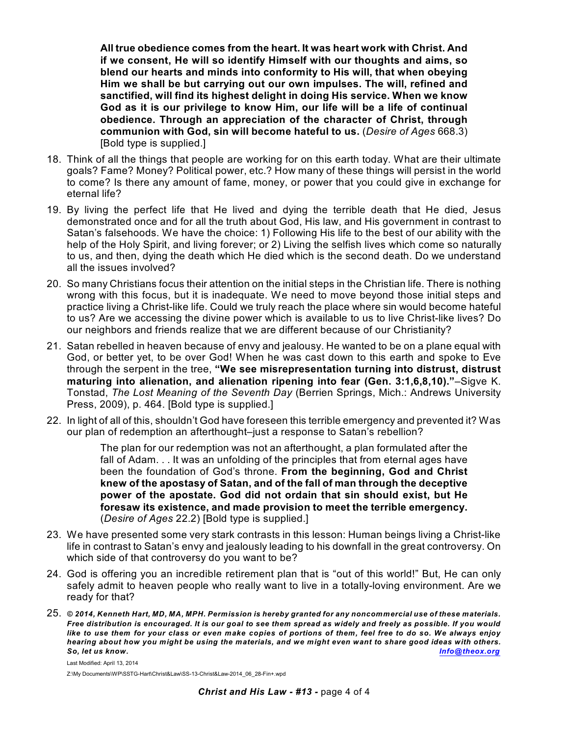> **All true obedience comes from the heart. It was heart work with Christ. And if we consent, He will so identify Himself with our thoughts and aims, so blend our hearts and minds into conformity to His will, that when obeying Him we shall be but carrying out our own impulses. The will, refined and sanctified, will find its highest delight in doing His service. When we know God as it is our privilege to know Him, our life will be a life of continual obedience. Through an appreciation of the character of Christ, through communion with God, sin will become hateful to us.** (*Desire of Ages* 668.3) [Bold type is supplied.]

18. Think of all the things that people are working for on this earth today. What are their ultimate goals? Fame? Money? Political power, etc.? How many of these things will persist in the world to come? Is there any amount of fame, money, or power that you could give in exchange for eternal life?

19. By living the perfect life that He lived and dying the terrible death that He died, Jesus demonstrated once and for all the truth about God, His law, and His government in contrast to Satan's falsehoods. We have the choice: 1) Following His life to the best of our ability with the help of the Holy Spirit, and living forever; or 2) Living the selfish lives which come so naturally to us, and then, dying the death which He died which is the second death. Do we understand all the issues involved?

20. So many Christians focus their attention on the initial steps in the Christian life. There is nothing wrong with this focus, but it is inadequate. We need to move beyond those initial steps and practice living a Christ-like life. Could we truly reach the place where sin would become hateful to us? Are we accessing the divine power which is available to us to live Christ-like lives? Do our neighbors and friends realize that we are different because of our Christianity?

21. Satan rebelled in heaven because of envy and jealousy. He wanted to be on a plane equal with God, or better yet, to be over God! When he was cast down to this earth and spoke to Eve through the serpent in the tree, **"We see misrepresentation turning into distrust, distrust maturing into alienation, and alienation ripening into fear (Gen. 3:1,6,8,10)."**–Sigve K. Tonstad, *The Lost Meaning of the Seventh Day* (Berrien Springs, Mich.: Andrews University Press, 2009), p. 464. [Bold type is supplied.]

22. In light of all of this, shouldn't God have foreseen this terrible emergency and prevented it? Was our plan of redemption an afterthought–just a response to Satan's rebellion?

    > The plan for our redemption was not an afterthought, a plan formulated after the fall of Adam. . . It was an unfolding of the principles that from eternal ages have been the foundation of God's throne. **From the beginning, God and Christ knew of the apostasy of Satan, and of the fall of man through the deceptive power of the apostate. God did not ordain that sin should exist, but He foresaw its existence, and made provision to meet the terrible emergency.** (*Desire of Ages* 22.2) [Bold type is supplied.]

23. We have presented some very stark contrasts in this lesson: Human beings living a Christ-like life in contrast to Satan's envy and jealously leading to his downfall in the great controversy. On which side of that controversy do you want to be?

24. God is offering you an incredible retirement plan that is "out of this world!" But, He can only safely admit to heaven people who really want to live in a totally-loving environment. Are we ready for that?

25. ***© 2014, Kenneth Hart, MD, MA, MPH. Permission is hereby granted for any noncommercial use of these materials. Free distribution is encouraged. It is our goal to see them spread as widely and freely as possible. If you would like to use them for your class or even make copies of portions of them, feel free to do so. We always enjoy hearing about how you might be using the materials, and we might even want to share good ideas with others. So, let us know.*** ***Info@theox.org***

Last Modified: April 13, 2014

Z:\My Documents\WP\SSTG-Hart\Christ&Law\SS-13-Christ&Law-2014_06_28-Fin+.wpd